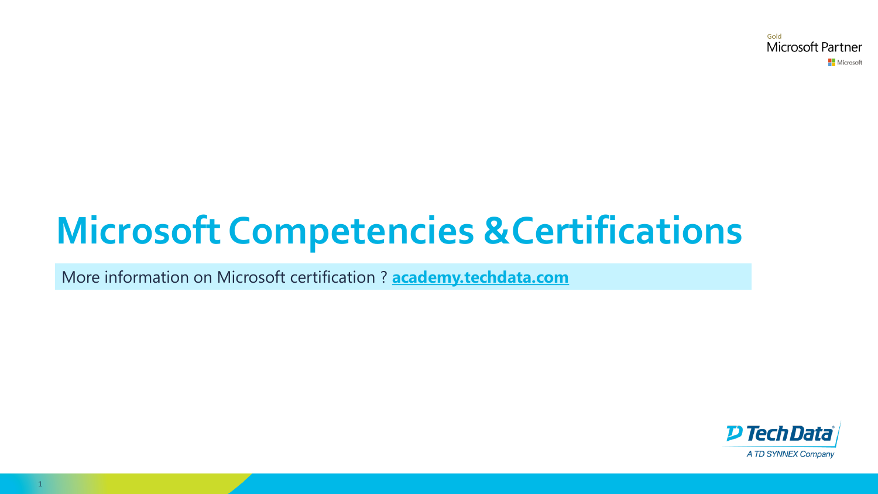# Microsoft Competencies & Certifications

More information on Microsoft certification ? **academy.techdata.com**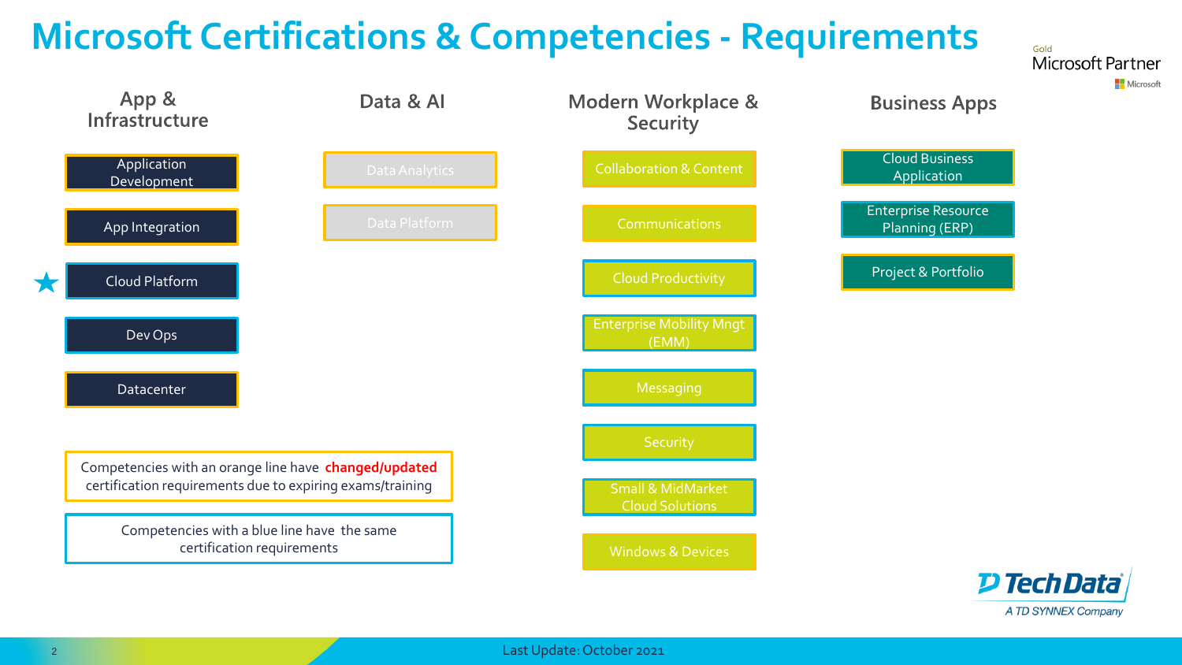# Microsoft Certifications & Competencies - Requirements

Gold Microsoft Partner

## App & Infrastructure

- Application Development
- App Integration
- ★ Cloud Platform
- Dev Ops
- Datacenter

## Data & AI

- Data Analytics
- Data Platform

## Modern Workplace & Security

- Collaboration & Content
- Communications
- Cloud Productivity
- Enterprise Mobility Mngt (EMM)
- Messaging
- Security
- Small & MidMarket Cloud Solutions
- Windows & Devices

## Business Apps

- Cloud Business Application
- Enterprise Resource Planning (ERP)
- Project & Portfolio

Competencies with an orange line have **changed/updated** certification requirements due to expiring exams/training

Competencies with a blue line have the same certification requirements

Tech Data — A TD SYNNEX Company

Last Update: October 2021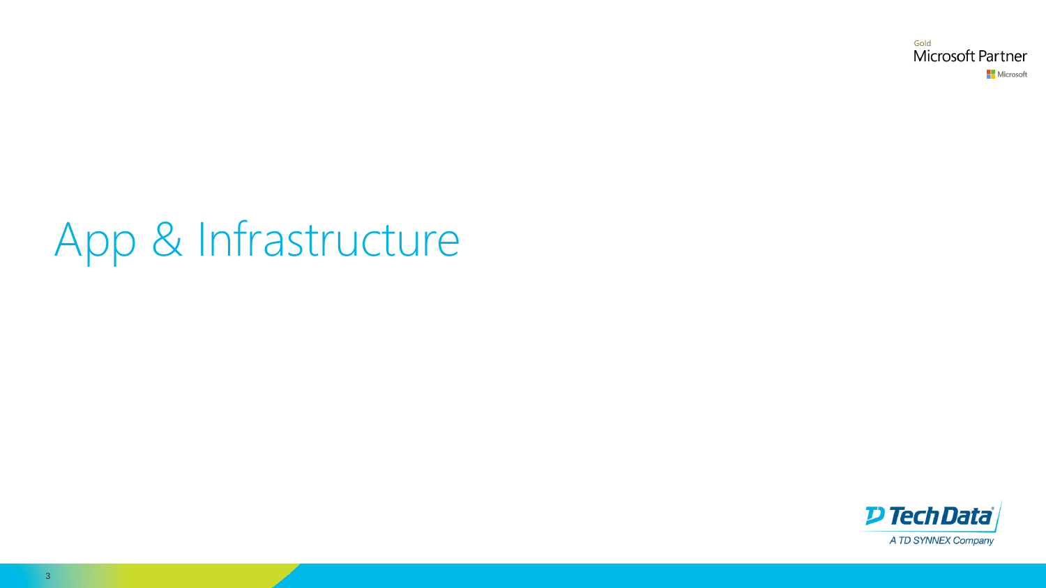# App & Infrastructure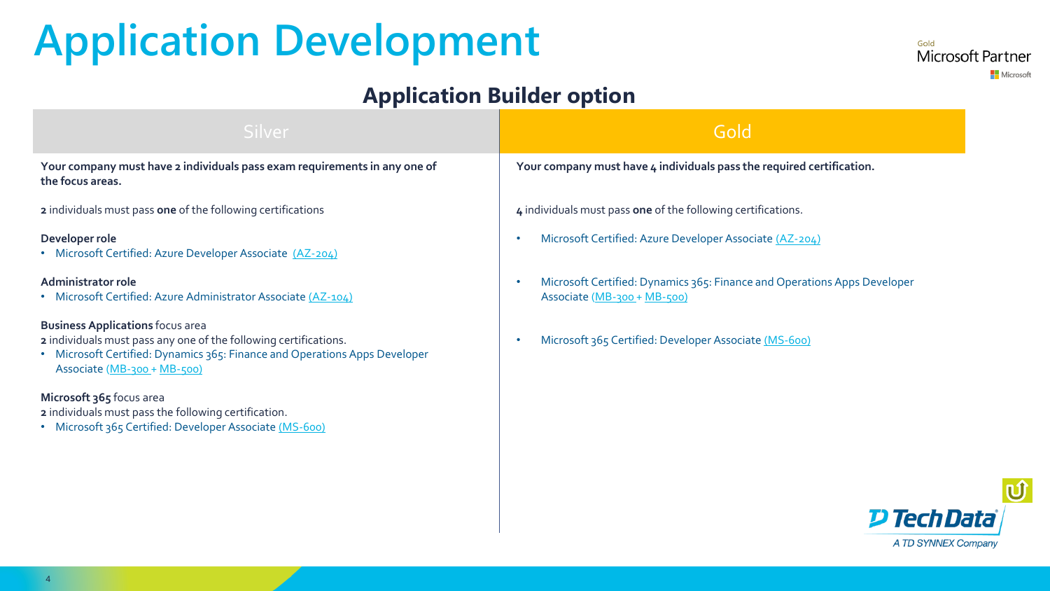# Application Development

## Application Builder option

| Silver | Gold |
| --- | --- |
| **Your company must have 2 individuals pass exam requirements in any one of the focus areas.** | **Your company must have 4 individuals pass the required certification.** |
| **2** individuals must pass **one** of the following certifications | **4** individuals must pass **one** of the following certifications. |
| **Developer role**<br>• Microsoft Certified: Azure Developer Associate (AZ-204) | • Microsoft Certified: Azure Developer Associate (AZ-204) |
| **Administrator role**<br>• Microsoft Certified: Azure Administrator Associate (AZ-104) | • Microsoft Certified: Dynamics 365: Finance and Operations Apps Developer Associate (MB-300 + MB-500) |
| **Business Applications** focus area<br>**2** individuals must pass any one of the following certifications.<br>• Microsoft Certified: Dynamics 365: Finance and Operations Apps Developer Associate (MB-300 + MB-500) | • Microsoft 365 Certified: Developer Associate (MS-600) |
| **Microsoft 365** focus area<br>**2** individuals must pass the following certification.<br>• Microsoft 365 Certified: Developer Associate (MS-600) | |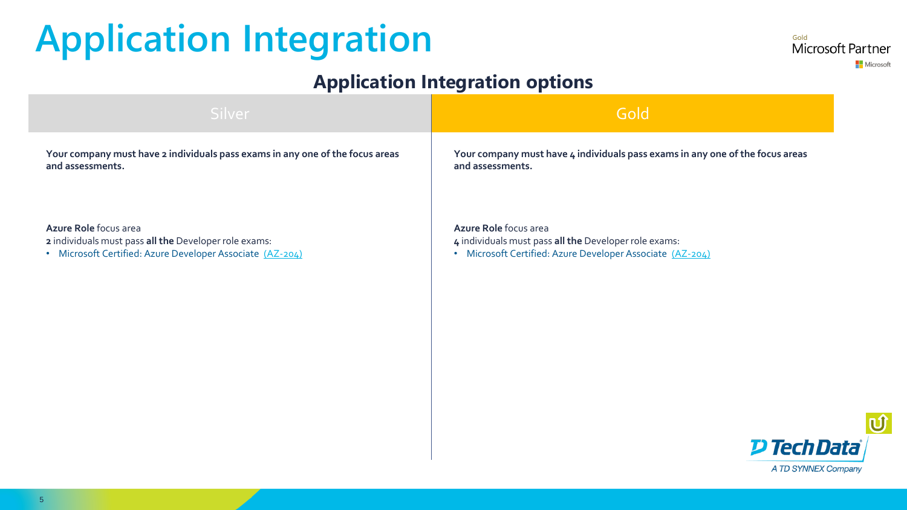# Application Integration

## Application Integration options

| Silver | Gold |
| --- | --- |
| **Your company must have 2 individuals pass exams in any one of the focus areas and assessments.** | **Your company must have 4 individuals pass exams in any one of the focus areas and assessments.** |
| **Azure Role** focus area<br>**2** individuals must pass **all the** Developer role exams:<br>• Microsoft Certified: Azure Developer Associate (AZ-204) | **Azure Role** focus area<br>**4** individuals must pass **all the** Developer role exams:<br>• Microsoft Certified: Azure Developer Associate (AZ-204) |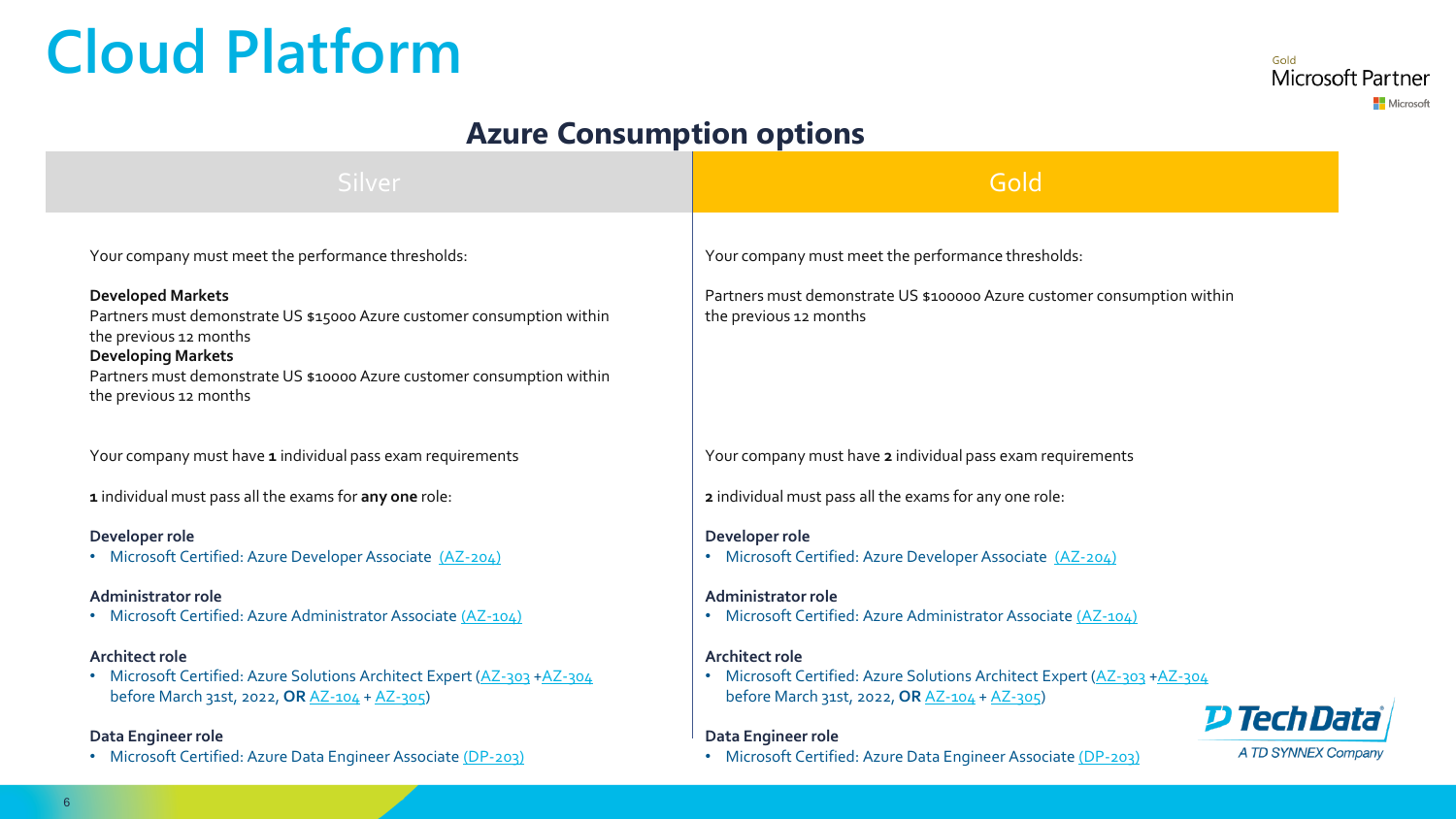# Cloud Platform

Gold Microsoft Partner

## Azure Consumption options

### Silver

Your company must meet the performance thresholds:

**Developed Markets**
Partners must demonstrate US $15000 Azure customer consumption within the previous 12 months
**Developing Markets**
Partners must demonstrate US $10000 Azure customer consumption within the previous 12 months

Your company must have **1** individual pass exam requirements

**1** individual must pass all the exams for **any one** role:

**Developer role**
- Microsoft Certified: Azure Developer Associate (AZ-204)

**Administrator role**
- Microsoft Certified: Azure Administrator Associate (AZ-104)

**Architect role**
- Microsoft Certified: Azure Solutions Architect Expert (AZ-303 +AZ-304 before March 31st, 2022, **OR** AZ-104 + AZ-305)

**Data Engineer role**
- Microsoft Certified: Azure Data Engineer Associate (DP-203)

### Gold

Your company must meet the performance thresholds:

Partners must demonstrate US $100000 Azure customer consumption within the previous 12 months

Your company must have **2** individual pass exam requirements

**2** individual must pass all the exams for any one role:

**Developer role**
- Microsoft Certified: Azure Developer Associate (AZ-204)

**Administrator role**
- Microsoft Certified: Azure Administrator Associate (AZ-104)

**Architect role**
- Microsoft Certified: Azure Solutions Architect Expert (AZ-303 +AZ-304 before March 31st, 2022, **OR** AZ-104 + AZ-305)

**Data Engineer role**
- Microsoft Certified: Azure Data Engineer Associate (DP-203)

Tech Data – A TD SYNNEX Company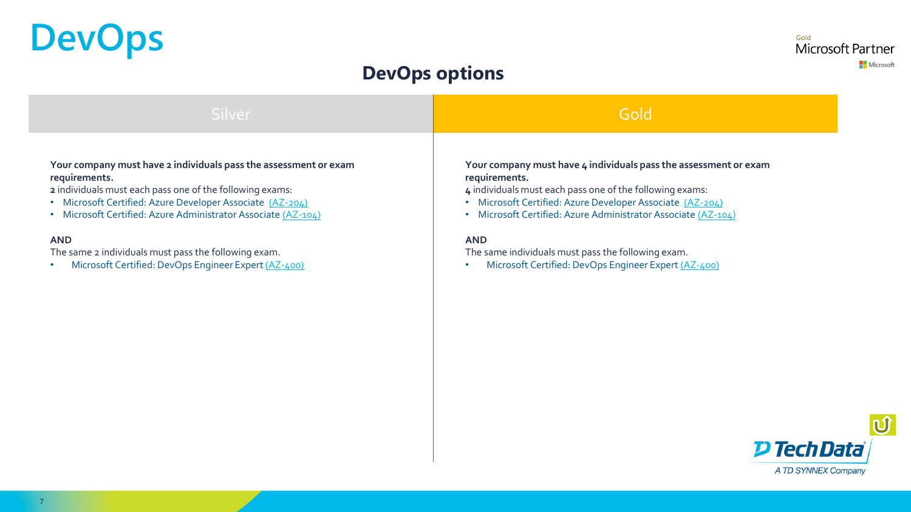# DevOps

Gold
Microsoft Partner
Microsoft

## DevOps options

### Silver

**Your company must have 2 individuals pass the assessment or exam requirements.**
**2** individuals must each pass one of the following exams:

- Microsoft Certified: Azure Developer Associate (AZ-204)
- Microsoft Certified: Azure Administrator Associate (AZ-104)

**AND**
The same 2 individuals must pass the following exam.

- Microsoft Certified: DevOps Engineer Expert (AZ-400)

### Gold

**Your company must have 4 individuals pass the assessment or exam requirements.**
**4** individuals must each pass one of the following exams:

- Microsoft Certified: Azure Developer Associate (AZ-204)
- Microsoft Certified: Azure Administrator Associate (AZ-104)

**AND**
The same individuals must pass the following exam.

- Microsoft Certified: DevOps Engineer Expert (AZ-400)

Tech Data
A TD SYNNEX Company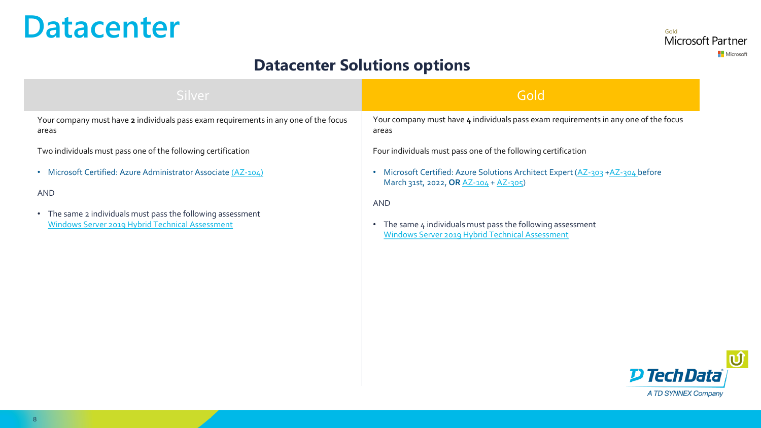# Datacenter

## Datacenter Solutions options

| Silver | Gold |
| --- | --- |
| Your company must have **2** individuals pass exam requirements in any one of the focus areas<br><br>Two individuals must pass one of the following certification<br><br>• Microsoft Certified: Azure Administrator Associate (AZ-104)<br><br>AND<br><br>• The same 2 individuals must pass the following assessment Windows Server 2019 Hybrid Technical Assessment | Your company must have **4** individuals pass exam requirements in any one of the focus areas<br><br>Four individuals must pass one of the following certification<br><br>• Microsoft Certified: Azure Solutions Architect Expert (AZ-303 +AZ-304 before March 31st, 2022, **OR** AZ-104 + AZ-305)<br><br>AND<br><br>• The same 4 individuals must pass the following assessment Windows Server 2019 Hybrid Technical Assessment |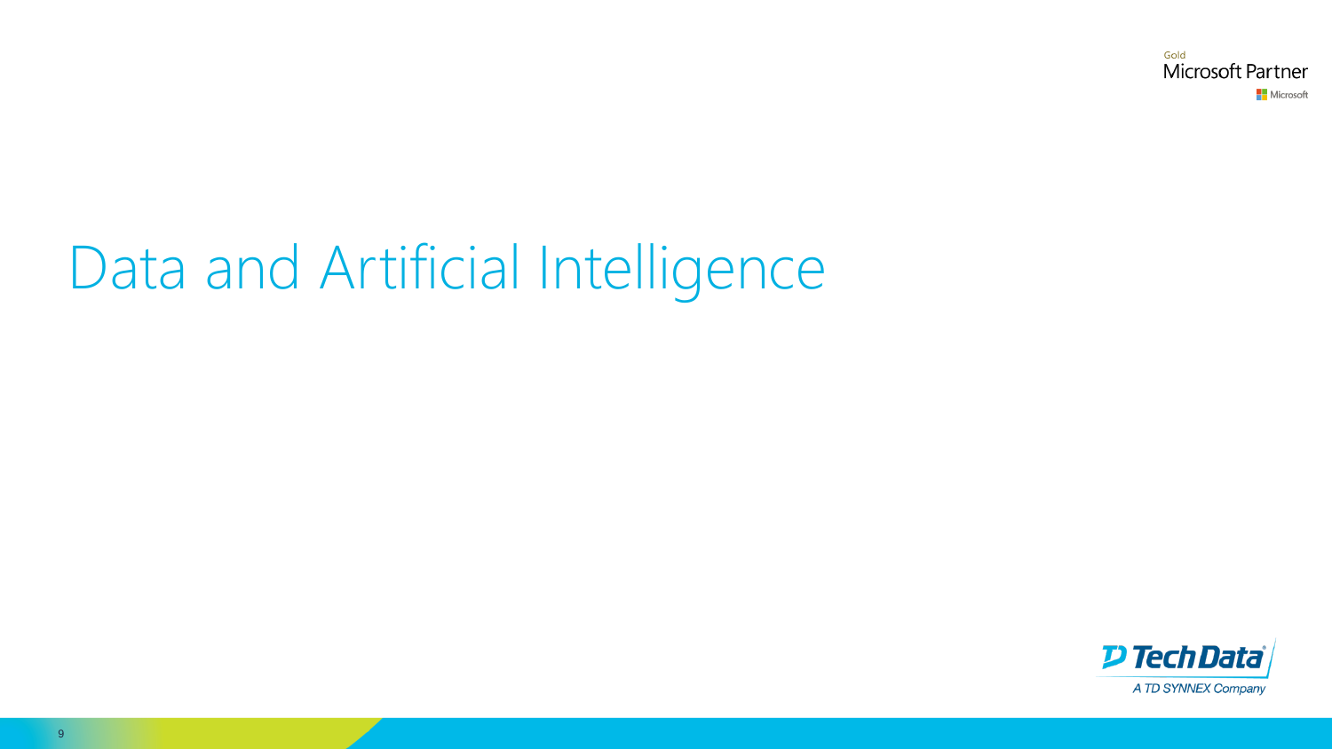# Data and Artificial Intelligence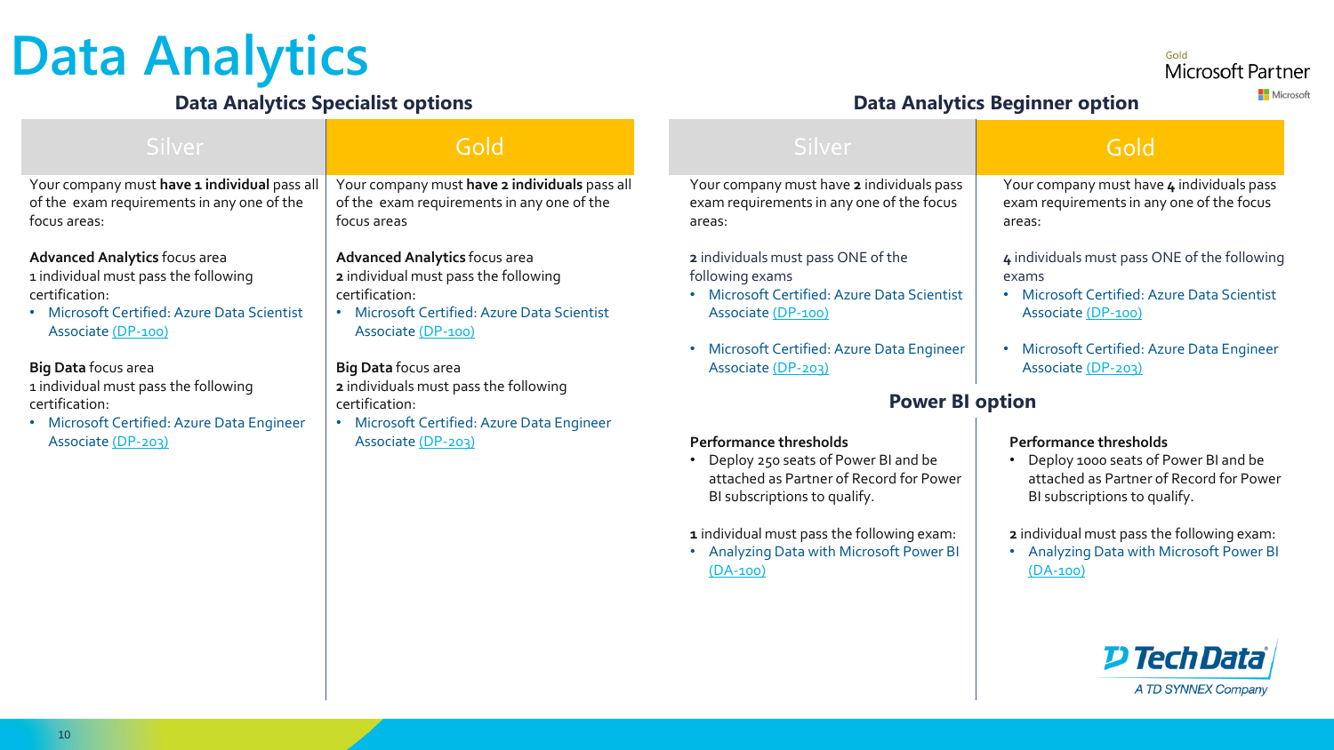# Data Analytics

Gold
Microsoft Partner
Microsoft

## Data Analytics Specialist options

### Silver

Your company must **have 1 individual** pass all of the exam requirements in any one of the focus areas:

**Advanced Analytics** focus area
1 individual must pass the following certification:
- Microsoft Certified: Azure Data Scientist Associate (DP-100)

**Big Data** focus area
1 individual must pass the following certification:
- Microsoft Certified: Azure Data Engineer Associate (DP-203)

### Gold

Your company must **have 2 individuals** pass all of the exam requirements in any one of the focus areas

**Advanced Analytics** focus area
**2** individual must pass the following certification:
- Microsoft Certified: Azure Data Scientist Associate (DP-100)

**Big Data** focus area
**2** individuals must pass the following certification:
- Microsoft Certified: Azure Data Engineer Associate (DP-203)

## Data Analytics Beginner option

### Silver

Your company must have **2** individuals pass exam requirements in any one of the focus areas:

**2** individuals must pass ONE of the following exams
- Microsoft Certified: Azure Data Scientist Associate (DP-100)
- Microsoft Certified: Azure Data Engineer Associate (DP-203)

### Gold

Your company must have **4** individuals pass exam requirements in any one of the focus areas:

**4** individuals must pass ONE of the following exams
- Microsoft Certified: Azure Data Scientist Associate (DP-100)
- Microsoft Certified: Azure Data Engineer Associate (DP-203)

## Power BI option

### Silver

**Performance thresholds**
- Deploy 250 seats of Power BI and be attached as Partner of Record for Power BI subscriptions to qualify.

**1** individual must pass the following exam:
- Analyzing Data with Microsoft Power BI (DA-100)

### Gold

**Performance thresholds**
- Deploy 1000 seats of Power BI and be attached as Partner of Record for Power BI subscriptions to qualify.

**2** individual must pass the following exam:
- Analyzing Data with Microsoft Power BI (DA-100)

Tech Data
A TD SYNNEX Company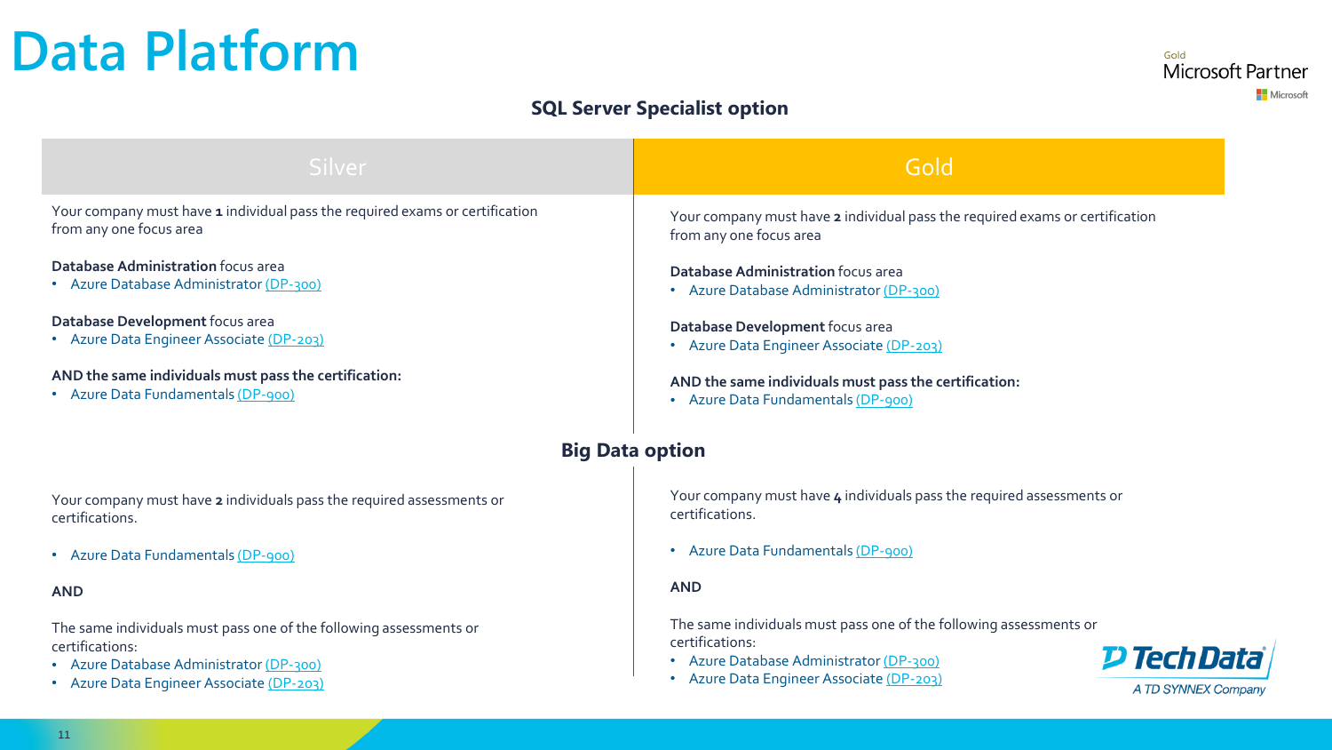# Data Platform

Gold
Microsoft Partner
Microsoft

## SQL Server Specialist option

| Silver | Gold |
| --- | --- |
| Your company must have **1** individual pass the required exams or certification from any one focus area<br><br>**Database Administration** focus area<br>• Azure Database Administrator (DP-300)<br><br>**Database Development** focus area<br>• Azure Data Engineer Associate (DP-203)<br><br>**AND the same individuals must pass the certification:**<br>• Azure Data Fundamentals (DP-900) | Your company must have **2** individual pass the required exams or certification from any one focus area<br><br>**Database Administration** focus area<br>• Azure Database Administrator (DP-300)<br><br>**Database Development** focus area<br>• Azure Data Engineer Associate (DP-203)<br><br>**AND the same individuals must pass the certification:**<br>• Azure Data Fundamentals (DP-900) |

## Big Data option

| Silver | Gold |
| --- | --- |
| Your company must have **2** individuals pass the required assessments or certifications.<br><br>• Azure Data Fundamentals (DP-900)<br><br>**AND**<br><br>The same individuals must pass one of the following assessments or certifications:<br>• Azure Database Administrator (DP-300)<br>• Azure Data Engineer Associate (DP-203) | Your company must have **4** individuals pass the required assessments or certifications.<br><br>• Azure Data Fundamentals (DP-900)<br><br>**AND**<br><br>The same individuals must pass one of the following assessments or certifications:<br>• Azure Database Administrator (DP-300)<br>• Azure Data Engineer Associate (DP-203) |

Tech Data
A TD SYNNEX Company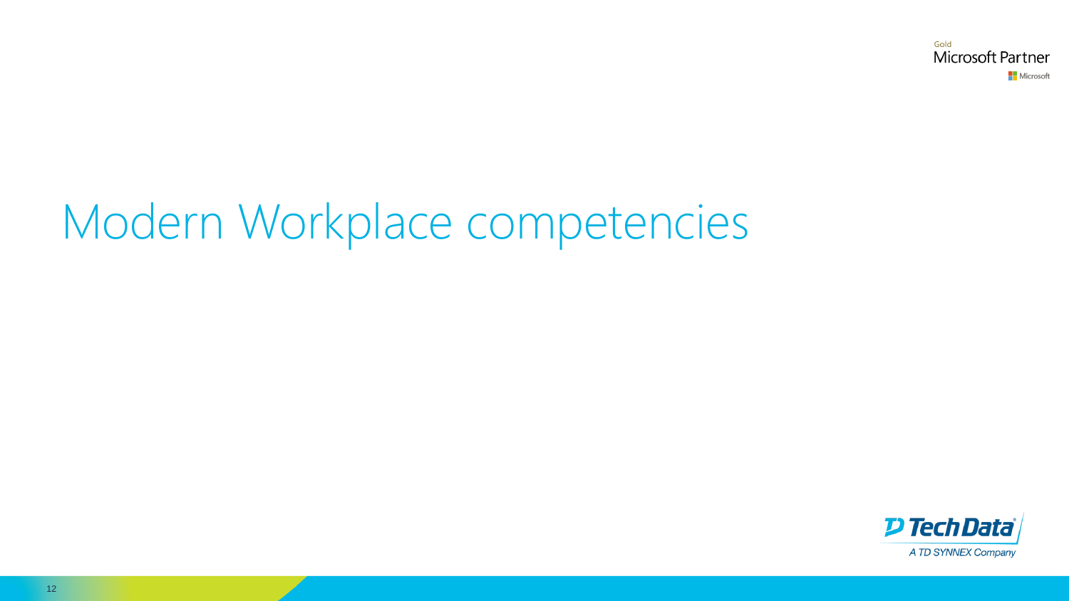# Modern Workplace competencies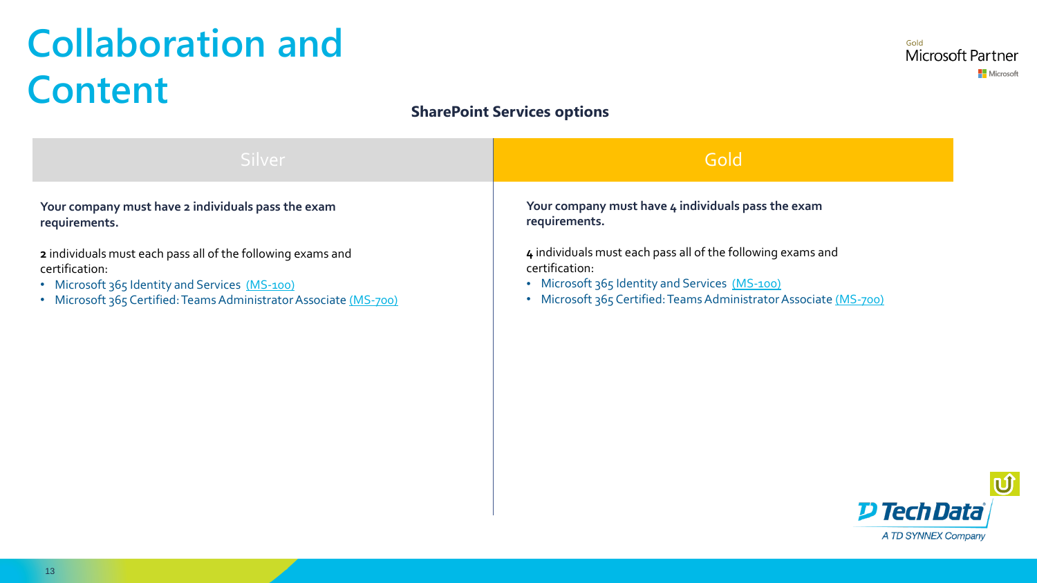# Collaboration and Content

Gold Microsoft Partner

## SharePoint Services options

| Silver | Gold |
| --- | --- |
| **Your company must have 2 individuals pass the exam requirements.** | **Your company must have 4 individuals pass the exam requirements.** |
| **2** individuals must each pass all of the following exams and certification:<br>• Microsoft 365 Identity and Services (MS-100)<br>• Microsoft 365 Certified: Teams Administrator Associate (MS-700) | **4** individuals must each pass all of the following exams and certification:<br>• Microsoft 365 Identity and Services (MS-100)<br>• Microsoft 365 Certified: Teams Administrator Associate (MS-700) |

Tech Data — A TD SYNNEX Company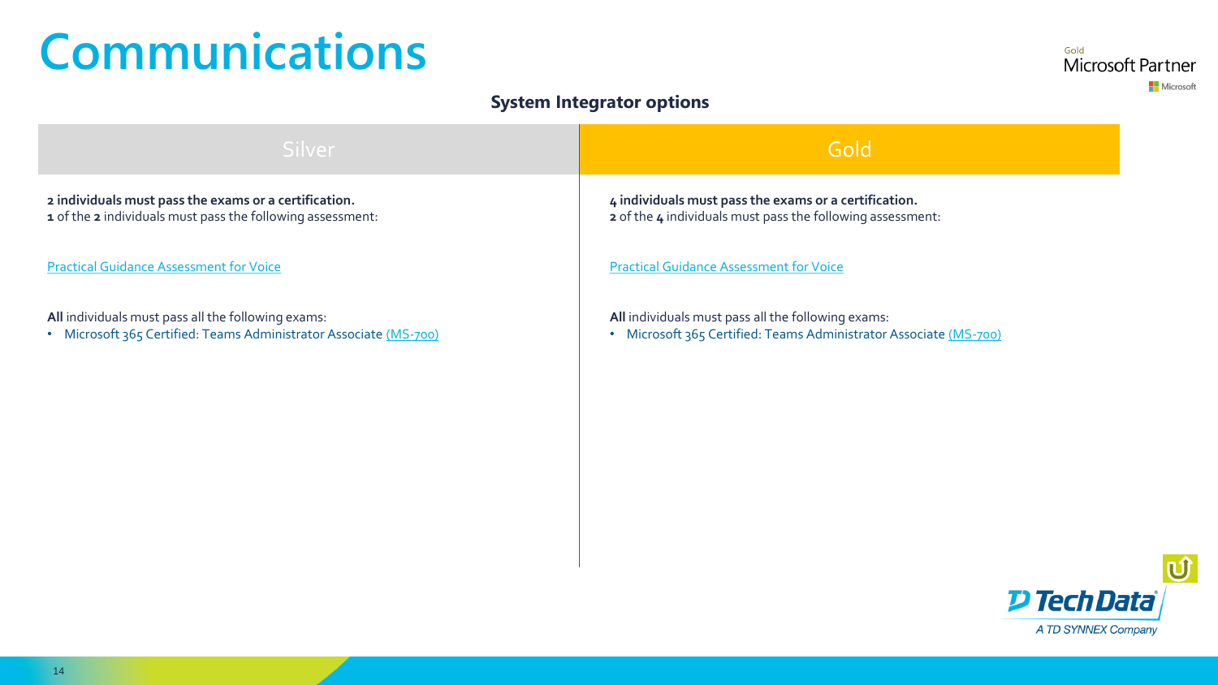# Communications

## System Integrator options

| Silver | Gold |
| --- | --- |
| **2 individuals must pass the exams or a certification.**<br>**1** of the **2** individuals must pass the following assessment:<br><br>Practical Guidance Assessment for Voice<br><br>**All** individuals must pass all the following exams:<br>• Microsoft 365 Certified: Teams Administrator Associate (MS-700) | **4 individuals must pass the exams or a certification.**<br>**2** of the **4** individuals must pass the following assessment:<br><br>Practical Guidance Assessment for Voice<br><br>**All** individuals must pass all the following exams:<br>• Microsoft 365 Certified: Teams Administrator Associate (MS-700) |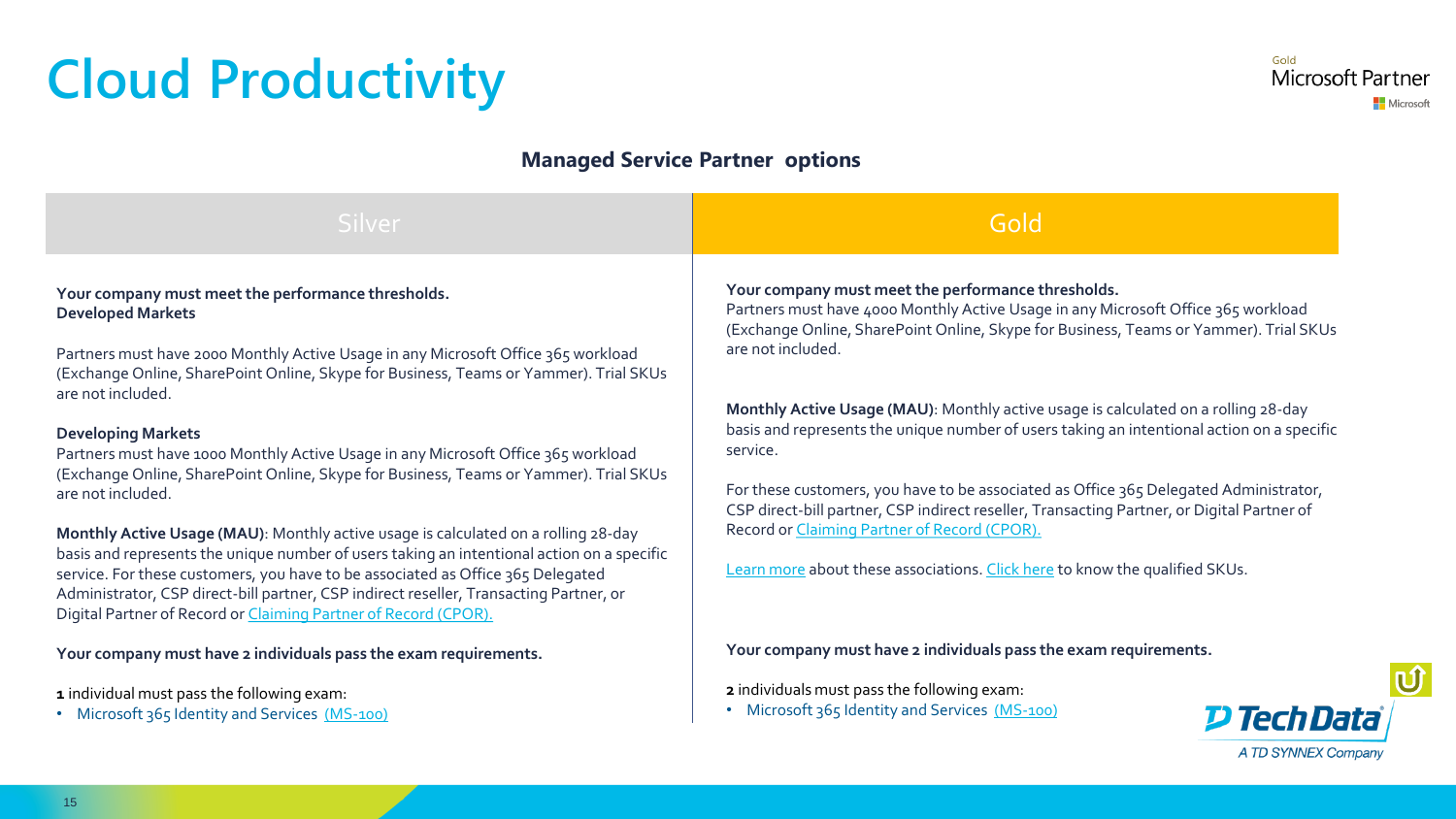# Cloud Productivity

### Managed Service Partner options

## Silver

**Your company must meet the performance thresholds.**
**Developed Markets**

Partners must have 2000 Monthly Active Usage in any Microsoft Office 365 workload (Exchange Online, SharePoint Online, Skype for Business, Teams or Yammer). Trial SKUs are not included.

**Developing Markets**
Partners must have 1000 Monthly Active Usage in any Microsoft Office 365 workload (Exchange Online, SharePoint Online, Skype for Business, Teams or Yammer). Trial SKUs are not included.

**Monthly Active Usage (MAU)**: Monthly active usage is calculated on a rolling 28-day basis and represents the unique number of users taking an intentional action on a specific service. For these customers, you have to be associated as Office 365 Delegated Administrator, CSP direct-bill partner, CSP indirect reseller, Transacting Partner, or Digital Partner of Record or Claiming Partner of Record (CPOR).

**Your company must have 2 individuals pass the exam requirements.**

**1** individual must pass the following exam:

- Microsoft 365 Identity and Services (MS-100)

## Gold

**Your company must meet the performance thresholds.**
Partners must have 4000 Monthly Active Usage in any Microsoft Office 365 workload (Exchange Online, SharePoint Online, Skype for Business, Teams or Yammer). Trial SKUs are not included.

**Monthly Active Usage (MAU)**: Monthly active usage is calculated on a rolling 28-day basis and represents the unique number of users taking an intentional action on a specific service.

For these customers, you have to be associated as Office 365 Delegated Administrator, CSP direct-bill partner, CSP indirect reseller, Transacting Partner, or Digital Partner of Record or Claiming Partner of Record (CPOR).

Learn more about these associations. Click here to know the qualified SKUs.

**Your company must have 2 individuals pass the exam requirements.**

**2** individuals must pass the following exam:

- Microsoft 365 Identity and Services (MS-100)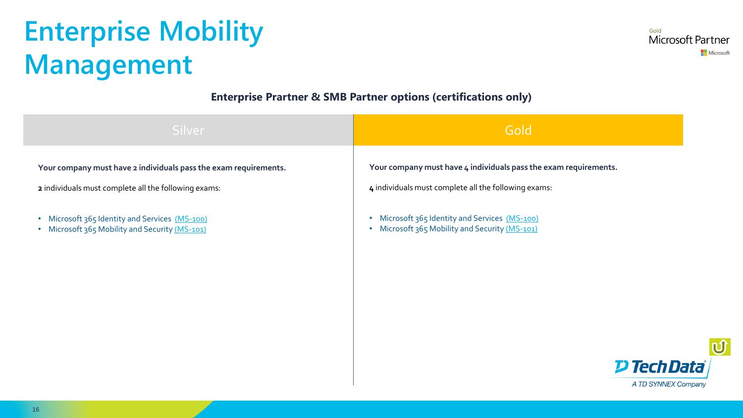# Enterprise Mobility Management

**Enterprise Prartner & SMB Partner options (certifications only)**

| Silver | Gold |
|---|---|
| **Your company must have 2 individuals pass the exam requirements.** | **Your company must have 4 individuals pass the exam requirements.** |
| **2** individuals must complete all the following exams: | **4** individuals must complete all the following exams: |
| • Microsoft 365 Identity and Services (MS-100)<br>• Microsoft 365 Mobility and Security (MS-101) | • Microsoft 365 Identity and Services (MS-100)<br>• Microsoft 365 Mobility and Security (MS-101) |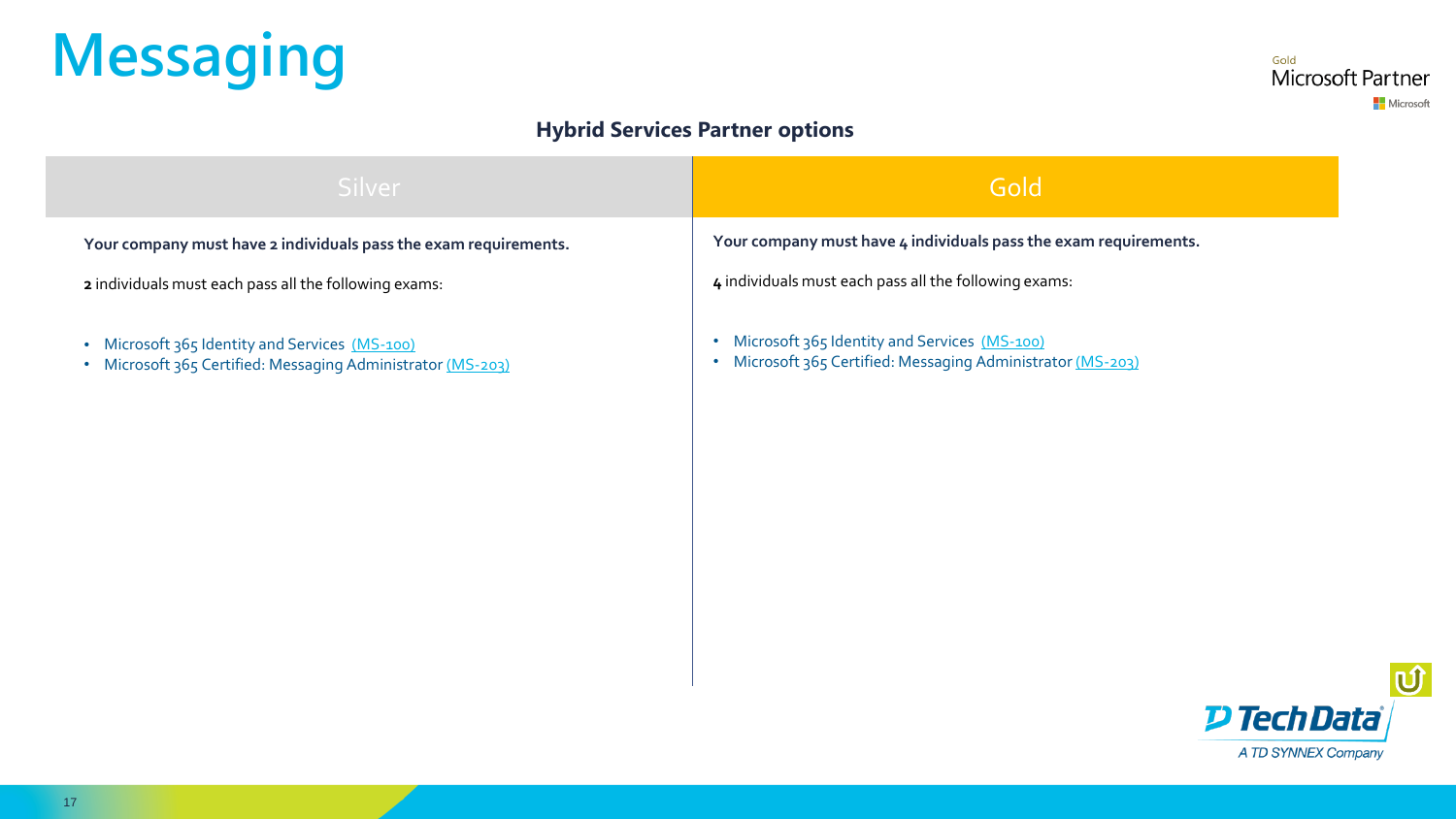# Messaging

Gold
Microsoft Partner
Microsoft

## Hybrid Services Partner options

| Silver | Gold |
| --- | --- |
| **Your company must have 2 individuals pass the exam requirements.**<br><br>**2** individuals must each pass all the following exams:<br><br>• Microsoft 365 Identity and Services (MS-100)<br>• Microsoft 365 Certified: Messaging Administrator (MS-203) | **Your company must have 4 individuals pass the exam requirements.**<br><br>**4** individuals must each pass all the following exams:<br><br>• Microsoft 365 Identity and Services (MS-100)<br>• Microsoft 365 Certified: Messaging Administrator (MS-203) |

Tech Data
A TD SYNNEX Company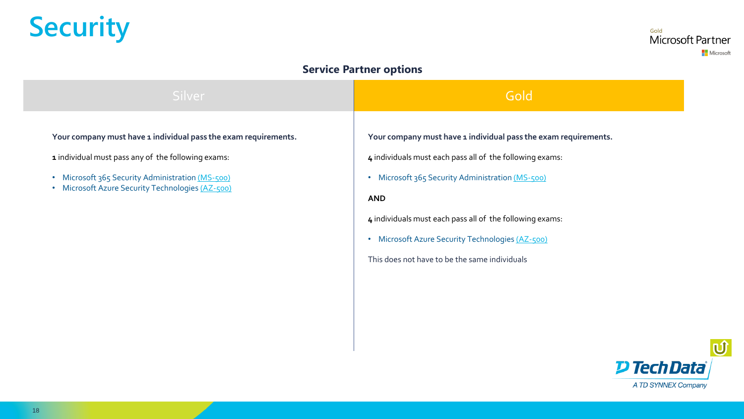# Security

### Service Partner options

| Silver | Gold |
| --- | --- |
| **Your company must have 1 individual pass the exam requirements.**<br><br>**1** individual must pass any of the following exams:<br><br>• Microsoft 365 Security Administration (MS-500)<br>• Microsoft Azure Security Technologies (AZ-500) | **Your company must have 1 individual pass the exam requirements.**<br><br>**4** individuals must each pass all of the following exams:<br><br>• Microsoft 365 Security Administration (MS-500)<br><br>**AND**<br><br>**4** individuals must each pass all of the following exams:<br><br>• Microsoft Azure Security Technologies (AZ-500)<br><br>This does not have to be the same individuals |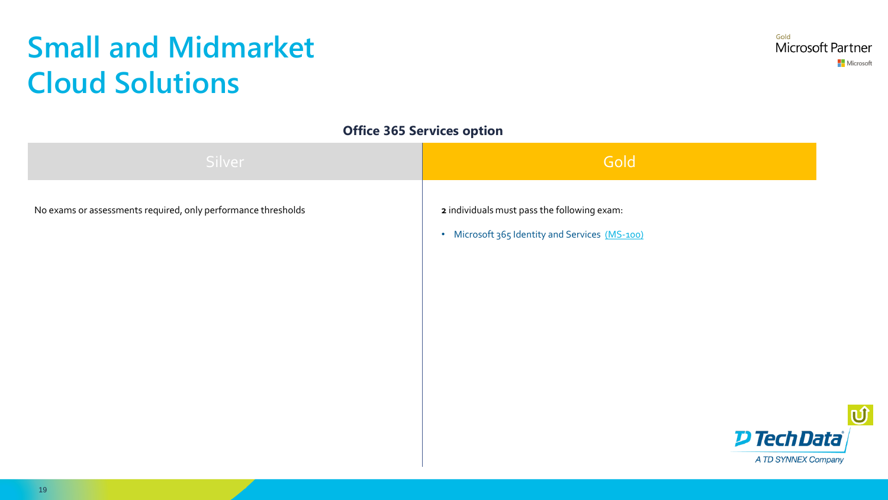# Small and Midmarket Cloud Solutions

Gold Microsoft Partner

## Office 365 Services option

| Silver | Gold |
| --- | --- |
| No exams or assessments required, only performance thresholds | **2** individuals must pass the following exam:<br>• Microsoft 365 Identity and Services (MS-100) |

Tech Data — A TD SYNNEX Company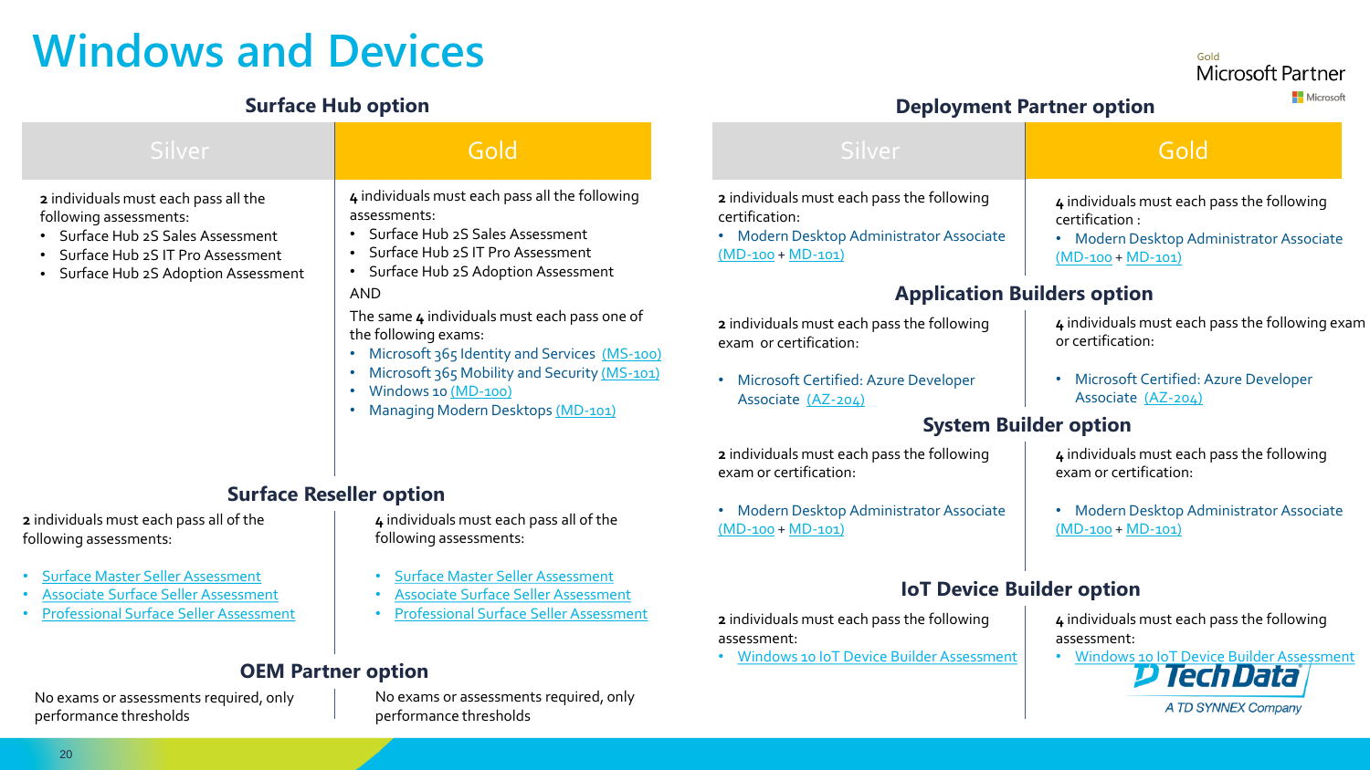# Windows and Devices

## Surface Hub option

| Silver | Gold |
| --- | --- |
| **2** individuals must each pass all the following assessments:<br>• Surface Hub 2S Sales Assessment<br>• Surface Hub 2S IT Pro Assessment<br>• Surface Hub 2S Adoption Assessment | **4** individuals must each pass all the following assessments:<br>• Surface Hub 2S Sales Assessment<br>• Surface Hub 2S IT Pro Assessment<br>• Surface Hub 2S Adoption Assessment<br>AND<br>The same **4** individuals must each pass one of the following exams:<br>• Microsoft 365 Identity and Services (MS-100)<br>• Microsoft 365 Mobility and Security (MS-101)<br>• Windows 10 (MD-100)<br>• Managing Modern Desktops (MD-101) |

## Surface Reseller option

| Silver | Gold |
| --- | --- |
| **2** individuals must each pass all of the following assessments:<br>• Surface Master Seller Assessment<br>• Associate Surface Seller Assessment<br>• Professional Surface Seller Assessment | **4** individuals must each pass all of the following assessments:<br>• Surface Master Seller Assessment<br>• Associate Surface Seller Assessment<br>• Professional Surface Seller Assessment |

## OEM Partner option

| Silver | Gold |
| --- | --- |
| No exams or assessments required, only performance thresholds | No exams or assessments required, only performance thresholds |

## Deployment Partner option

| Silver | Gold |
| --- | --- |
| **2** individuals must each pass the following certification:<br>• Modern Desktop Administrator Associate (MD-100 + MD-101) | **4** individuals must each pass the following certification :<br>• Modern Desktop Administrator Associate (MD-100 + MD-101) |

## Application Builders option

| Silver | Gold |
| --- | --- |
| **2** individuals must each pass the following exam or certification:<br>• Microsoft Certified: Azure Developer Associate (AZ-204) | **4** individuals must each pass the following exam or certification:<br>• Microsoft Certified: Azure Developer Associate (AZ-204) |

## System Builder option

| Silver | Gold |
| --- | --- |
| **2** individuals must each pass the following exam or certification:<br>• Modern Desktop Administrator Associate (MD-100 + MD-101) | **4** individuals must each pass the following exam or certification:<br>• Modern Desktop Administrator Associate (MD-100 + MD-101) |

## IoT Device Builder option

| Silver | Gold |
| --- | --- |
| **2** individuals must each pass the following assessment:<br>• Windows 10 IoT Device Builder Assessment | **4** individuals must each pass the following assessment:<br>• Windows 10 IoT Device Builder Assessment |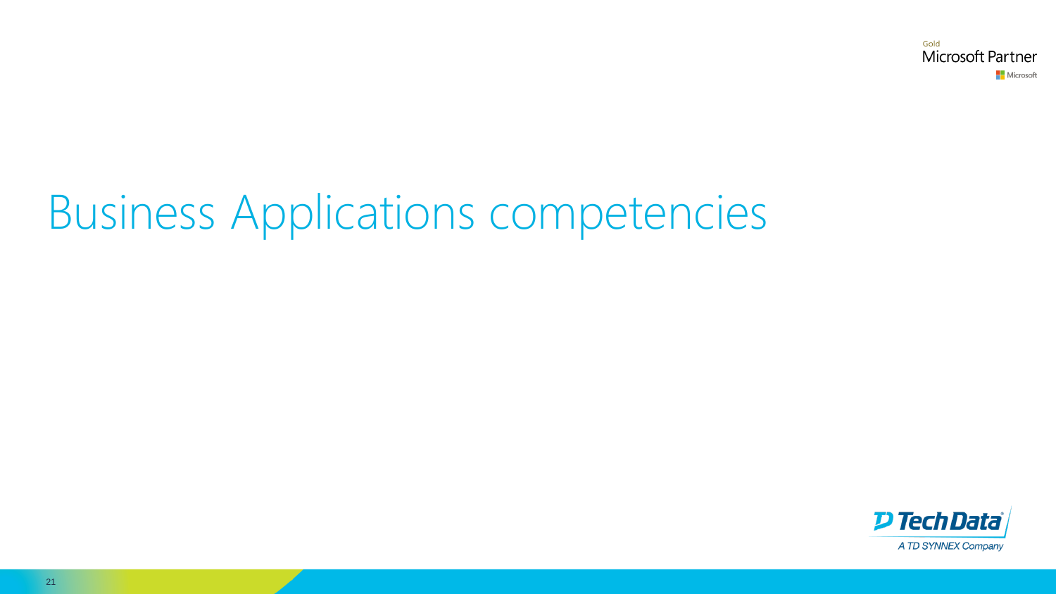# Business Applications competencies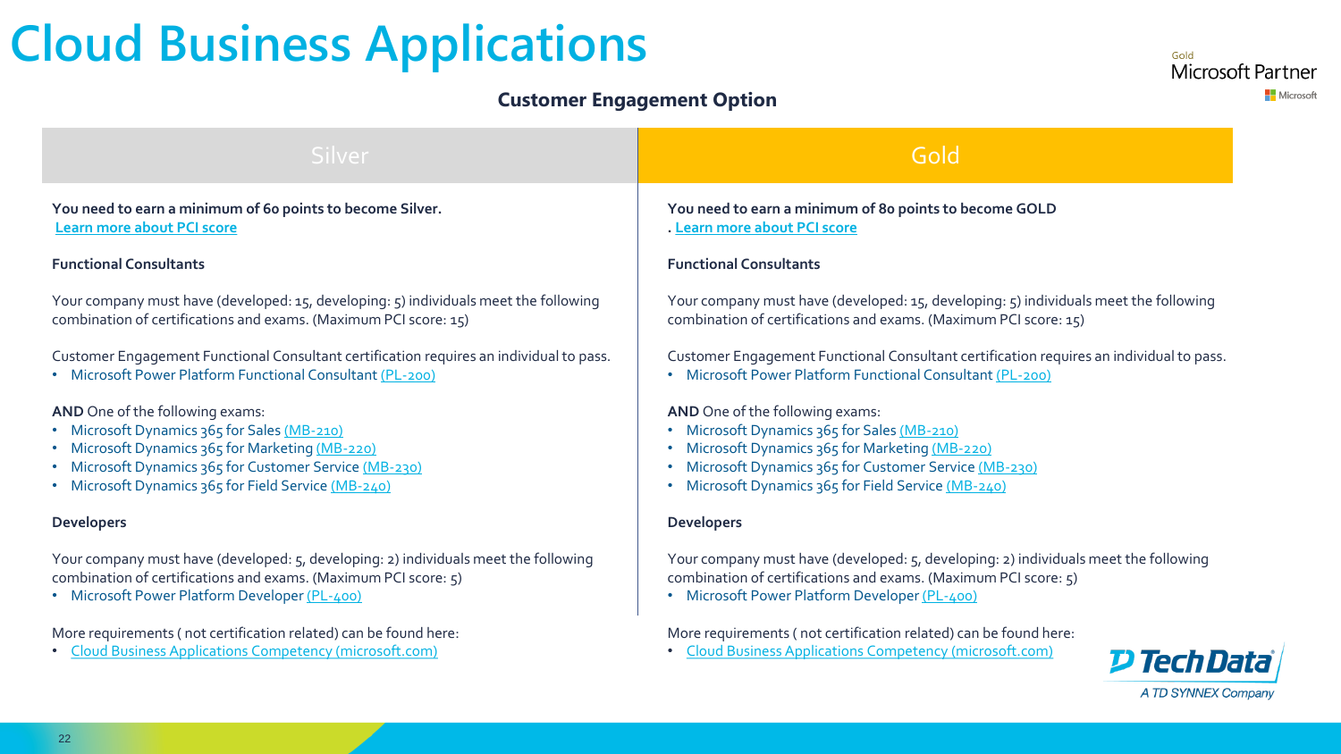# Cloud Business Applications

Gold Microsoft Partner

### Customer Engagement Option

## Silver

**You need to earn a minimum of 60 points to become Silver.**
[Learn more about PCI score](#)

**Functional Consultants**

Your company must have (developed: 15, developing: 5) individuals meet the following combination of certifications and exams. (Maximum PCI score: 15)

Customer Engagement Functional Consultant certification requires an individual to pass.

- Microsoft Power Platform Functional Consultant [(PL-200)](#)

**AND** One of the following exams:

- Microsoft Dynamics 365 for Sales [(MB-210)](#)
- Microsoft Dynamics 365 for Marketing [(MB-220)](#)
- Microsoft Dynamics 365 for Customer Service [(MB-230)](#)
- Microsoft Dynamics 365 for Field Service [(MB-240)](#)

**Developers**

Your company must have (developed: 5, developing: 2) individuals meet the following combination of certifications and exams. (Maximum PCI score: 5)

- Microsoft Power Platform Developer [(PL-400)](#)

More requirements ( not certification related) can be found here:

- [Cloud Business Applications Competency (microsoft.com)](#)

## Gold

**You need to earn a minimum of 80 points to become GOLD**
. [Learn more about PCI score](#)

**Functional Consultants**

Your company must have (developed: 15, developing: 5) individuals meet the following combination of certifications and exams. (Maximum PCI score: 15)

Customer Engagement Functional Consultant certification requires an individual to pass.

- Microsoft Power Platform Functional Consultant [(PL-200)](#)

**AND** One of the following exams:

- Microsoft Dynamics 365 for Sales [(MB-210)](#)
- Microsoft Dynamics 365 for Marketing [(MB-220)](#)
- Microsoft Dynamics 365 for Customer Service [(MB-230)](#)
- Microsoft Dynamics 365 for Field Service [(MB-240)](#)

**Developers**

Your company must have (developed: 5, developing: 2) individuals meet the following combination of certifications and exams. (Maximum PCI score: 5)

- Microsoft Power Platform Developer [(PL-400)](#)

More requirements ( not certification related) can be found here:

- [Cloud Business Applications Competency (microsoft.com)](#)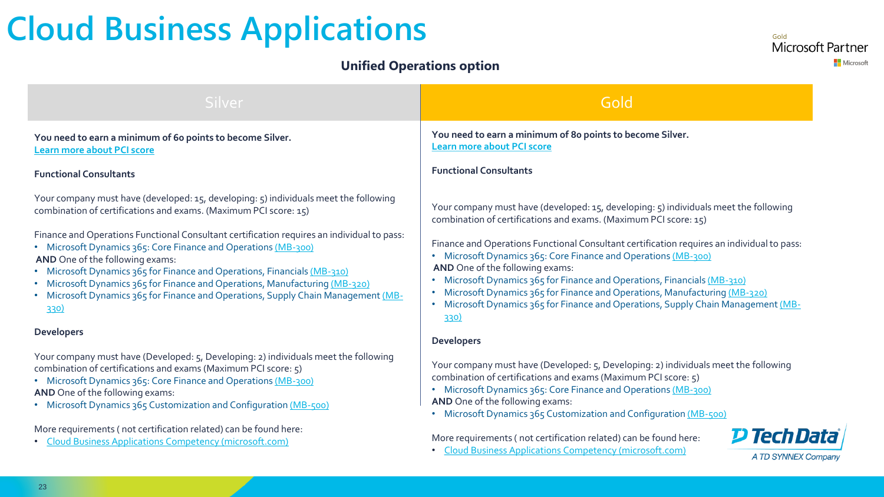# Cloud Business Applications

## Unified Operations option

### Silver

**You need to earn a minimum of 60 points to become Silver.**
Learn more about PCI score

**Functional Consultants**

Your company must have (developed: 15, developing: 5) individuals meet the following combination of certifications and exams. (Maximum PCI score: 15)

Finance and Operations Functional Consultant certification requires an individual to pass:

- Microsoft Dynamics 365: Core Finance and Operations (MB-300)

**AND** One of the following exams:

- Microsoft Dynamics 365 for Finance and Operations, Financials (MB-310)
- Microsoft Dynamics 365 for Finance and Operations, Manufacturing (MB-320)
- Microsoft Dynamics 365 for Finance and Operations, Supply Chain Management (MB-330)

**Developers**

Your company must have (Developed: 5, Developing: 2) individuals meet the following combination of certifications and exams (Maximum PCI score: 5)

- Microsoft Dynamics 365: Core Finance and Operations (MB-300)

**AND** One of the following exams:

- Microsoft Dynamics 365 Customization and Configuration (MB-500)

More requirements ( not certification related) can be found here:

- Cloud Business Applications Competency (microsoft.com)

### Gold

**You need to earn a minimum of 80 points to become Silver.**
Learn more about PCI score

**Functional Consultants**

Your company must have (developed: 15, developing: 5) individuals meet the following combination of certifications and exams. (Maximum PCI score: 15)

Finance and Operations Functional Consultant certification requires an individual to pass:

- Microsoft Dynamics 365: Core Finance and Operations (MB-300)

**AND** One of the following exams:

- Microsoft Dynamics 365 for Finance and Operations, Financials (MB-310)
- Microsoft Dynamics 365 for Finance and Operations, Manufacturing (MB-320)
- Microsoft Dynamics 365 for Finance and Operations, Supply Chain Management (MB-330)

**Developers**

Your company must have (Developed: 5, Developing: 2) individuals meet the following combination of certifications and exams (Maximum PCI score: 5)

- Microsoft Dynamics 365: Core Finance and Operations (MB-300)

**AND** One of the following exams:

- Microsoft Dynamics 365 Customization and Configuration (MB-500)

More requirements ( not certification related) can be found here:

- Cloud Business Applications Competency (microsoft.com)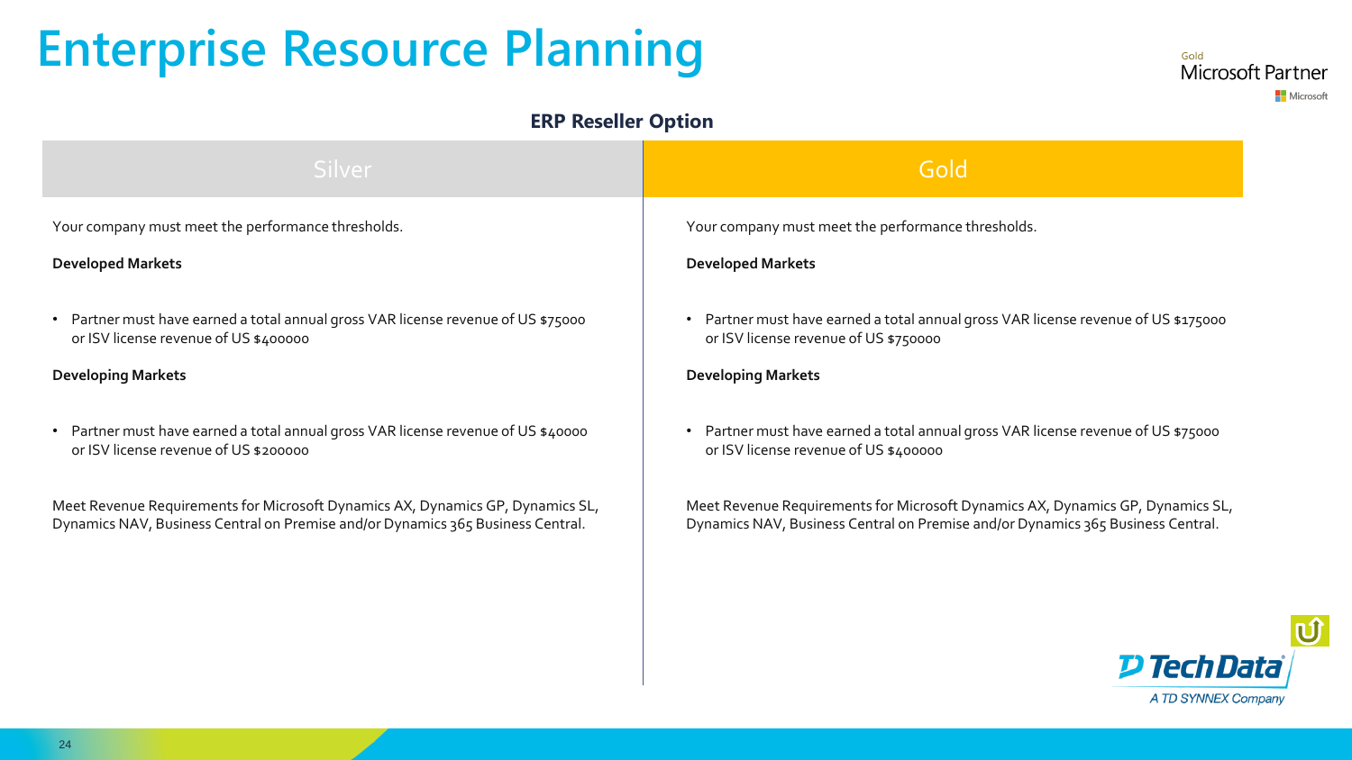# Enterprise Resource Planning

Gold
Microsoft Partner
Microsoft

## ERP Reseller Option

### Silver

Your company must meet the performance thresholds.

**Developed Markets**

- Partner must have earned a total annual gross VAR license revenue of US $75000 or ISV license revenue of US $400000

**Developing Markets**

- Partner must have earned a total annual gross VAR license revenue of US $40000 or ISV license revenue of US $200000

Meet Revenue Requirements for Microsoft Dynamics AX, Dynamics GP, Dynamics SL, Dynamics NAV, Business Central on Premise and/or Dynamics 365 Business Central.

### Gold

Your company must meet the performance thresholds.

**Developed Markets**

- Partner must have earned a total annual gross VAR license revenue of US $175000 or ISV license revenue of US $750000

**Developing Markets**

- Partner must have earned a total annual gross VAR license revenue of US $75000 or ISV license revenue of US $400000

Meet Revenue Requirements for Microsoft Dynamics AX, Dynamics GP, Dynamics SL, Dynamics NAV, Business Central on Premise and/or Dynamics 365 Business Central.

Tech Data
A TD SYNNEX Company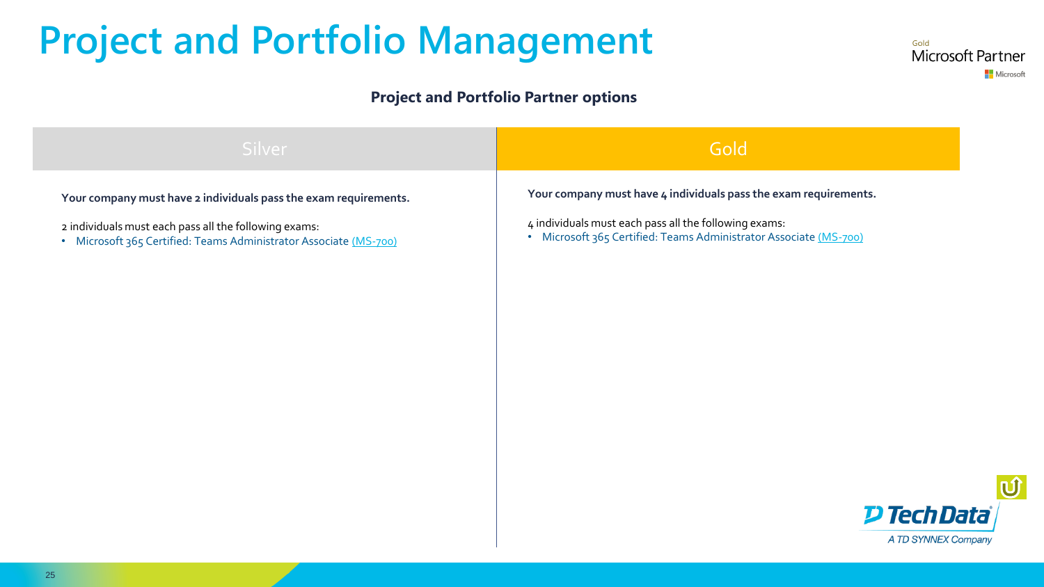# Project and Portfolio Management

## Project and Portfolio Partner options

| Silver | Gold |
| --- | --- |
| **Your company must have 2 individuals pass the exam requirements.**<br><br>2 individuals must each pass all the following exams:<br>• Microsoft 365 Certified: Teams Administrator Associate (MS-700) | **Your company must have 4 individuals pass the exam requirements.**<br><br>4 individuals must each pass all the following exams:<br>• Microsoft 365 Certified: Teams Administrator Associate (MS-700) |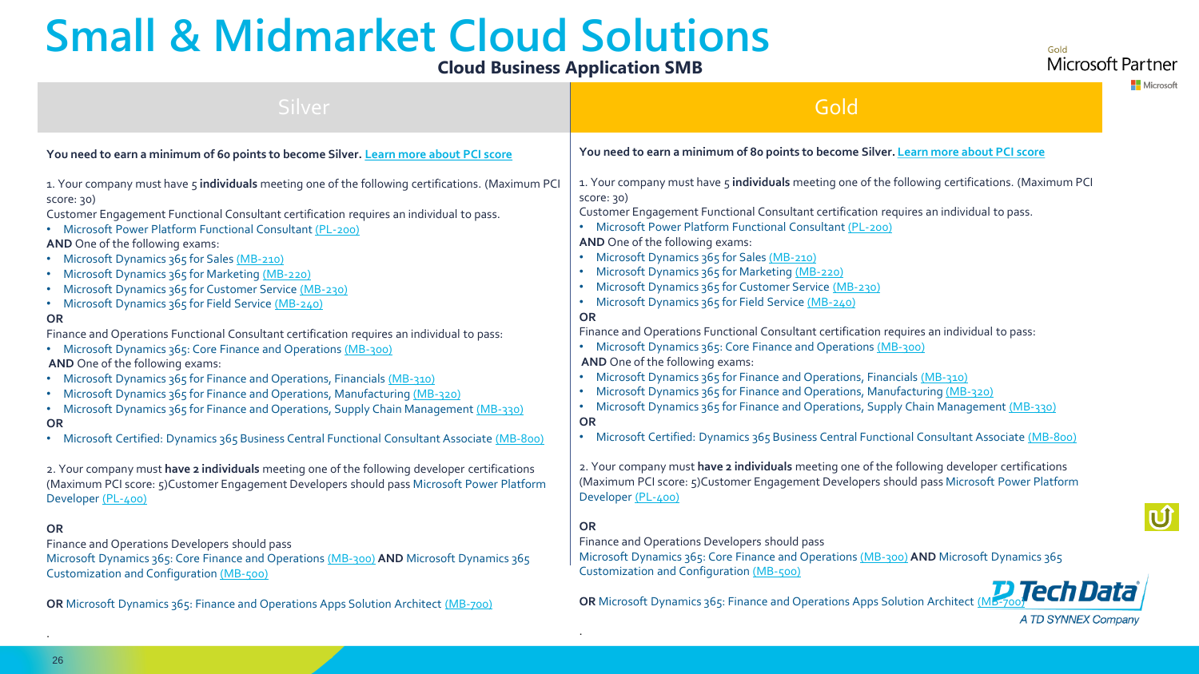# Small & Midmarket Cloud Solutions

**Cloud Business Application SMB**

Gold
Microsoft Partner

## Silver

**You need to earn a minimum of 60 points to become Silver. Learn more about PCI score**

1. Your company must have 5 **individuals** meeting one of the following certifications. (Maximum PCI score: 30)

Customer Engagement Functional Consultant certification requires an individual to pass.

- Microsoft Power Platform Functional Consultant (PL-200)

**AND** One of the following exams:

- Microsoft Dynamics 365 for Sales (MB-210)
- Microsoft Dynamics 365 for Marketing (MB-220)
- Microsoft Dynamics 365 for Customer Service (MB-230)
- Microsoft Dynamics 365 for Field Service (MB-240)

**OR**

Finance and Operations Functional Consultant certification requires an individual to pass:

- Microsoft Dynamics 365: Core Finance and Operations (MB-300)

**AND** One of the following exams:

- Microsoft Dynamics 365 for Finance and Operations, Financials (MB-310)
- Microsoft Dynamics 365 for Finance and Operations, Manufacturing (MB-320)
- Microsoft Dynamics 365 for Finance and Operations, Supply Chain Management (MB-330)

**OR**

- Microsoft Certified: Dynamics 365 Business Central Functional Consultant Associate (MB-800)

2. Your company must **have 2 individuals** meeting one of the following developer certifications (Maximum PCI score: 5)Customer Engagement Developers should pass Microsoft Power Platform Developer (PL-400)

**OR**

Finance and Operations Developers should pass
Microsoft Dynamics 365: Core Finance and Operations (MB-300) **AND** Microsoft Dynamics 365 Customization and Configuration (MB-500)

**OR** Microsoft Dynamics 365: Finance and Operations Apps Solution Architect (MB-700)

## Gold

**You need to earn a minimum of 80 points to become Silver. Learn more about PCI score**

1. Your company must have 5 **individuals** meeting one of the following certifications. (Maximum PCI score: 30)

Customer Engagement Functional Consultant certification requires an individual to pass.

- Microsoft Power Platform Functional Consultant (PL-200)

**AND** One of the following exams:

- Microsoft Dynamics 365 for Sales (MB-210)
- Microsoft Dynamics 365 for Marketing (MB-220)
- Microsoft Dynamics 365 for Customer Service (MB-230)
- Microsoft Dynamics 365 for Field Service (MB-240)

**OR**

Finance and Operations Functional Consultant certification requires an individual to pass:

- Microsoft Dynamics 365: Core Finance and Operations (MB-300)

**AND** One of the following exams:

- Microsoft Dynamics 365 for Finance and Operations, Financials (MB-310)
- Microsoft Dynamics 365 for Finance and Operations, Manufacturing (MB-320)
- Microsoft Dynamics 365 for Finance and Operations, Supply Chain Management (MB-330)

**OR**

- Microsoft Certified: Dynamics 365 Business Central Functional Consultant Associate (MB-800)

2. Your company must **have 2 individuals** meeting one of the following developer certifications (Maximum PCI score: 5)Customer Engagement Developers should pass Microsoft Power Platform Developer (PL-400)

**OR**

Finance and Operations Developers should pass
Microsoft Dynamics 365: Core Finance and Operations (MB-300) **AND** Microsoft Dynamics 365 Customization and Configuration (MB-500)

**OR** Microsoft Dynamics 365: Finance and Operations Apps Solution Architect (MB-700)

Tech Data
A TD SYNNEX Company